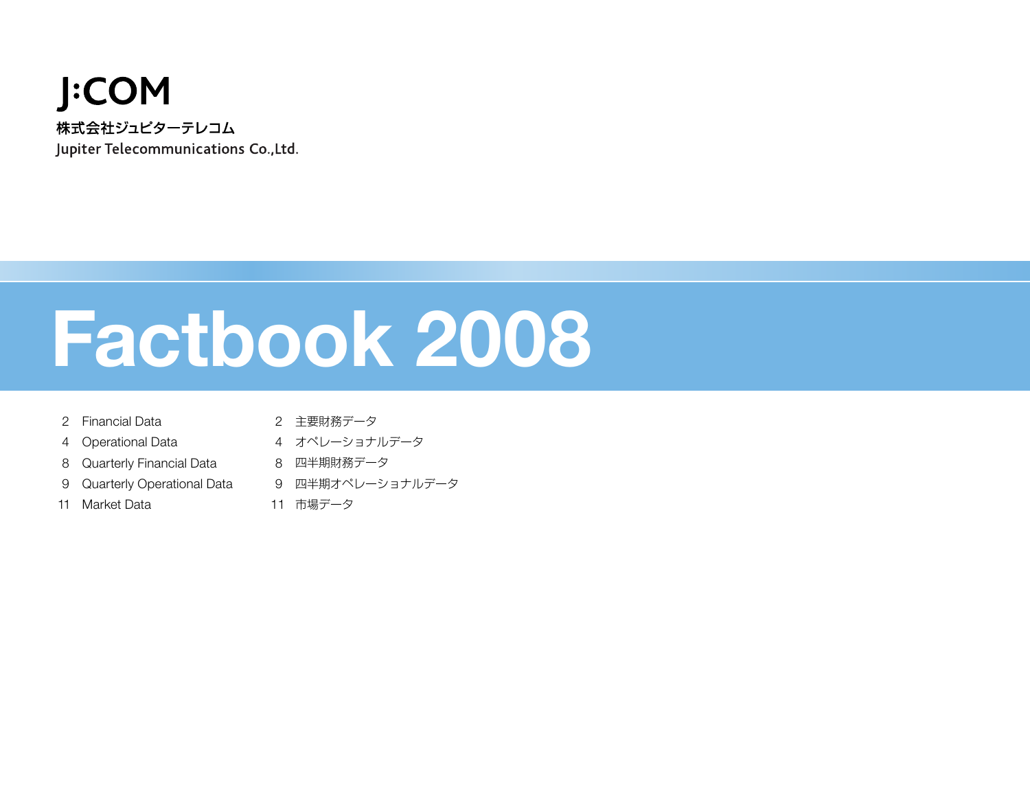J:COM

株式会社ジュピターテレコム

Jupiter Telecommunications Co.,Ltd.

# Factbook 2008

| | | | |
|---|---|---|---|
| 2 | Financial Data | 2 | 主要財務データ |
| 4 | Operational Data | 4 | オペレーショナルデータ |
| 8 | Quarterly Financial Data | 8 | 四半期財務データ |
| 9 | Quarterly Operational Data | 9 | 四半期オペレーショナルデータ |
| 11 | Market Data | 11 | 市場データ |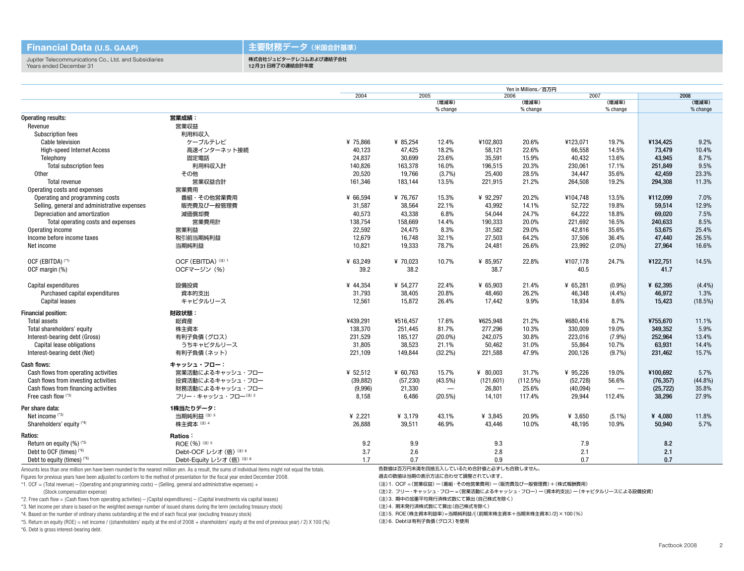# Financial Data (U.S. GAAP) 主要財務データ（米国会計基準）

Jupiter Telecommunications Co., Ltd. and Subsidiaries
Years ended December 31

株式会社ジュピターテレコムおよび連結子会社
12月31日終了の連結会計年度

Yen in Millions／百万円

| | | 2004 | 2005 | (増減率) % change | 2006 | (増減率) % change | 2007 | (増減率) % change | 2008 | (増減率) % change |
|---|---|---|---|---|---|---|---|---|---|---|
| **Operating results:** | **営業成績：** | | | | | | | | | |
| Revenue | 営業収益 | | | | | | | | | |
| Subscription fees | 利用料収入 | | | | | | | | | |
| Cable television | ケーブルテレビ | ¥ 75,866 | ¥ 85,254 | 12.4% | ¥102,803 | 20.6% | ¥123,071 | 19.7% | **¥134,425** | **9.2%** |
| High-speed Internet Access | 高速インターネット接続 | 40,123 | 47,425 | 18.2% | 58,121 | 22.6% | 66,558 | 14.5% | **73,479** | **10.4%** |
| Telephony | 固定電話 | 24,837 | 30,699 | 23.6% | 35,591 | 15.9% | 40,432 | 13.6% | **43,945** | **8.7%** |
| Total subscription fees | 利用料収入計 | 140,826 | 163,378 | 16.0% | 196,515 | 20.3% | 230,061 | 17.1% | **251,849** | **9.5%** |
| Other | その他 | 20,520 | 19,766 | (3.7%) | 25,400 | 28.5% | 34,447 | 35.6% | **42,459** | **23.3%** |
| Total revenue | 営業収益合計 | 161,346 | 183,144 | 13.5% | 221,915 | 21.2% | 264,508 | 19.2% | **294,308** | **11.3%** |
| Operating costs and expenses | 営業費用 | | | | | | | | | |
| Operating and programming costs | 番組・その他営業費用 | ¥ 66,594 | ¥ 76,767 | 15.3% | ¥ 92,297 | 20.2% | ¥104,748 | 13.5% | **¥112,099** | **7.0%** |
| Selling, general and administrative expenses | 販売費及び一般管理費 | 31,587 | 38,564 | 22.1% | 43,992 | 14.1% | 52,722 | 19.8% | **59,514** | **12.9%** |
| Depreciation and amortization | 減価償却費 | 40,573 | 43,338 | 6.8% | 54,044 | 24.7% | 64,222 | 18.8% | **69,020** | **7.5%** |
| Total operating costs and expenses | 営業費用計 | 138,754 | 158,669 | 14.4% | 190,333 | 20.0% | 221,692 | 16.5% | **240,633** | **8.5%** |
| Operating income | 営業利益 | 22,592 | 24,475 | 8.3% | 31,582 | 29.0% | 42,816 | 35.6% | **53,675** | **25.4%** |
| Income before income taxes | 税引前当期純利益 | 12,679 | 16,748 | 32.1% | 27,503 | 64.2% | 37,506 | 36.4% | **47,440** | **26.5%** |
| Net income | 当期純利益 | 10,821 | 19,333 | 78.7% | 24,481 | 26.6% | 23,992 | (2.0%) | **27,964** | **16.6%** |
| OCF (EBITDA) (*1) | OCF (EBITDA) (注)1 | ¥ 63,249 | ¥ 70,023 | 10.7% | ¥ 85,957 | 22.8% | ¥107,178 | 24.7% | **¥122,751** | **14.5%** |
| OCF margin (%) | OCFマージン（%） | 39.2 | 38.2 | | 38.7 | | 40.5 | | **41.7** | |
| Capital expenditures | 設備投資 | ¥ 44,354 | ¥ 54,277 | 22.4% | ¥ 65,903 | 21.4% | ¥ 65,281 | (0.9%) | **¥ 62,395** | **(4.4%)** |
| Purchased capital expenditures | 資本的支出 | 31,793 | 38,405 | 20.8% | 48,460 | 26.2% | 46,348 | (4.4%) | **46,972** | **1.3%** |
| Capital leases | キャピタルリース | 12,561 | 15,872 | 26.4% | 17,442 | 9.9% | 18,934 | 8.6% | **15,423** | **(18.5%)** |
| **Financial position:** | **財政状態：** | | | | | | | | | |
| Total assets | 総資産 | ¥439,291 | ¥516,457 | 17.6% | ¥625,948 | 21.2% | ¥680,416 | 8.7% | **¥755,670** | **11.1%** |
| Total shareholders' equity | 株主資本 | 138,370 | 251,445 | 81.7% | 277,296 | 10.3% | 330,009 | 19.0% | **349,352** | **5.9%** |
| Interest-bearing debt (Gross) | 有利子負債（グロス） | 231,529 | 185,127 | (20.0%) | 242,075 | 30.8% | 223,016 | (7.9%) | **252,964** | **13.4%** |
| Capital lease obligations | うちキャピタルリース | 31,805 | 38,523 | 21.1% | 50,462 | 31.0% | 55,864 | 10.7% | **63,931** | **14.4%** |
| Interest-bearing debt (Net) | 有利子負債（ネット） | 221,109 | 149,844 | (32.2%) | 221,588 | 47.9% | 200,126 | (9.7%) | **231,462** | **15.7%** |
| **Cash flows:** | **キャッシュ・フロー：** | | | | | | | | | |
| Cash flows from operating activities | 営業活動によるキャッシュ・フロー | ¥ 52,512 | ¥ 60,763 | 15.7% | ¥ 80,003 | 31.7% | ¥ 95,226 | 19.0% | **¥100,692** | **5.7%** |
| Cash flows from investing activities | 投資活動によるキャッシュ・フロー | (39,882) | (57,230) | (43.5%) | (121,601) | (112.5%) | (52,728) | 56.6% | **(76,357)** | **(44.8%)** |
| Cash flows from financing activities | 財務活動によるキャッシュ・フロー | (9,996) | 21,330 | — | 26,801 | 25.6% | (40,094) | — | **(25,722)** | **35.8%** |
| Free cash flow (*2) | フリー・キャッシュ・フロー(注)2 | 8,158 | 6,486 | (20.5%) | 14,101 | 117.4% | 29,944 | 112.4% | **38,296** | **27.9%** |
| **Per share data:** | **1株当たりデータ：** | | | | | | | | | |
| Net income (*3) | 当期純利益 (注)3 | ¥ 2,221 | ¥ 3,179 | 43.1% | ¥ 3,845 | 20.9% | ¥ 3,650 | (5.1%) | **¥ 4,080** | **11.8%** |
| Shareholders' equity (*4) | 株主資本 (注)4 | 26,888 | 39,511 | 46.9% | 43,446 | 10.0% | 48,195 | 10.9% | **50,940** | **5.7%** |
| **Ratios:** | **Ratios：** | | | | | | | | | |
| Return on equity (%) (*5) | ROE（%）(注)5 | 9.2 | 9.9 | | 9.3 | | 7.9 | | **8.2** | |
| Debt to OCF (times) (*6) | Debt-OCF レシオ（倍）(注)6 | 3.7 | 2.6 | | 2.8 | | 2.1 | | **2.1** | |
| Debt to equity (times) (*6) | Debt-Equity レシオ（倍）(注)6 | 1.7 | 0.7 | | 0.9 | | 0.7 | | **0.7** | |

Amounts less than one million yen have been rounded to the nearest million yen. As a result, the sums of individual items might not equal the totals.
Figures for previous years have been adjusted to conform to the method of presentation for the fiscal year ended December 2008.
*1. OCF = (Total revenue) – (Operating and programming costs) – (Selling, general and administrative expenses) + (Stock compensation expense)
*2. Free cash flow = (Cash flows from operating activities) – (Capital expenditures) – (Capital investments via capital leases)
*3. Net income per share is based on the weighted average number of issued shares during the term (excluding treasury stock)
*4. Based on the number of ordinary shares outstanding at the end of each fiscal year (excluding treasury stock)
*5. Return on equity (ROE) = net income / ((shareholders' equity at the end of 2008 + shareholders' equity at the end of previous year) / 2) X 100 (%)
*6. Debt is gross interest-bearing debt.

各数値は百万円未満を四捨五入しているため合計値と必ずしも合致しません。
過去の数値は当期の表示方法に合わせて調整されています。
（注）1．OCF＝(営業収益)－(番組・その他営業費用)－(販売費及び一般管理費)＋(株式報酬費用)
（注）2．フリー・キャッシュ・フロー＝(営業活動によるキャッシュ・フロー)－(資本的支出)－(キャピタルリースによる設備投資)
（注）3．期中の加重平均発行済株式数にて算出(自己株式を除く)
（注）4．期末発行済株式数にて算出(自己株式を除く)
（注）5．ROE(株主資本利益率)＝当期純利益/{(前期末株主資本＋当期末株主資本)/2}×100(%)
（注）6．Debtは有利子負債(グロス)を使用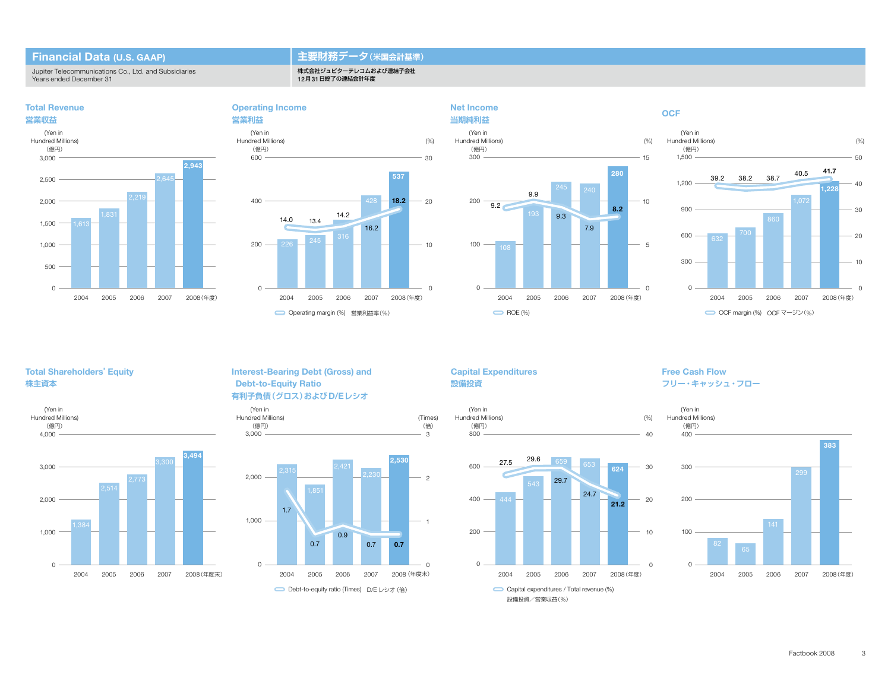## Financial Data (U.S. GAAP) 主要財務データ（米国会計基準）

Jupiter Telecommunications Co., Ltd. and Subsidiaries
Years ended December 31

株式会社ジュピターテレコムおよび連結子会社
12月31日終了の連結会計年度

### Total Revenue 営業収益

(Yen in Hundred Millions)（億円）

| | 2004 | 2005 | 2006 | 2007 | 2008（年度） |
|---|---|---|---|---|---|
| Total Revenue | 1,613 | 1,831 | 2,219 | 2,645 | 2,943 |

### Operating Income 営業利益

(Yen in Hundred Millions)（億円） / (%)

| | 2004 | 2005 | 2006 | 2007 | 2008（年度） |
|---|---|---|---|---|---|
| Operating Income | 226 | 245 | 316 | 428 | 537 |
| Operating margin (%) 営業利益率（%） | 14.0 | 13.4 | 14.2 | 16.2 | 18.2 |

### Net Income 当期純利益

(Yen in Hundred Millions)（億円） / (%)

| | 2004 | 2005 | 2006 | 2007 | 2008（年度） |
|---|---|---|---|---|---|
| Net Income | 108 | 193 | 245 | 240 | 280 |
| ROE (%) | 9.2 | 9.9 | 9.3 | 7.9 | 8.2 |

### OCF

(Yen in Hundred Millions)（億円） / (%)

| | 2004 | 2005 | 2006 | 2007 | 2008（年度） |
|---|---|---|---|---|---|
| OCF | 632 | 700 | 860 | 1,072 | 1,228 |
| OCF margin (%) OCF マージン（%） | 39.2 | 38.2 | 38.7 | 40.5 | 41.7 |

### Total Shareholders' Equity 株主資本

(Yen in Hundred Millions)（億円）

| | 2004 | 2005 | 2006 | 2007 | 2008（年度末） |
|---|---|---|---|---|---|
| Total Shareholders' Equity | 1,384 | 2,514 | 2,773 | 3,300 | 3,494 |

### Interest-Bearing Debt (Gross) and Debt-to-Equity Ratio 有利子負債（グロス）およびD/Eレシオ

(Yen in Hundred Millions)（億円） / (Times)（倍）

| | 2004 | 2005 | 2006 | 2007 | 2008（年度末） |
|---|---|---|---|---|---|
| Interest-Bearing Debt (Gross) | 2,315 | 1,851 | 2,421 | 2,230 | 2,530 |
| Debt-to-equity ratio (Times) D/E レシオ（倍） | 1.7 | 0.7 | 0.9 | 0.7 | 0.7 |

### Capital Expenditures 設備投資

(Yen in Hundred Millions)（億円） / (%)

| | 2004 | 2005 | 2006 | 2007 | 2008（年度） |
|---|---|---|---|---|---|
| Capital Expenditures | 444 | 543 | 659 | 653 | 624 |
| Capital expenditures / Total revenue (%) 設備投資／営業収益（%） | 27.5 | 29.6 | 29.7 | 24.7 | 21.2 |

### Free Cash Flow フリー・キャッシュ・フロー

(Yen in Hundred Millions)（億円）

| | 2004 | 2005 | 2006 | 2007 | 2008（年度） |
|---|---|---|---|---|---|
| Free Cash Flow | 82 | 65 | 141 | 299 | 383 |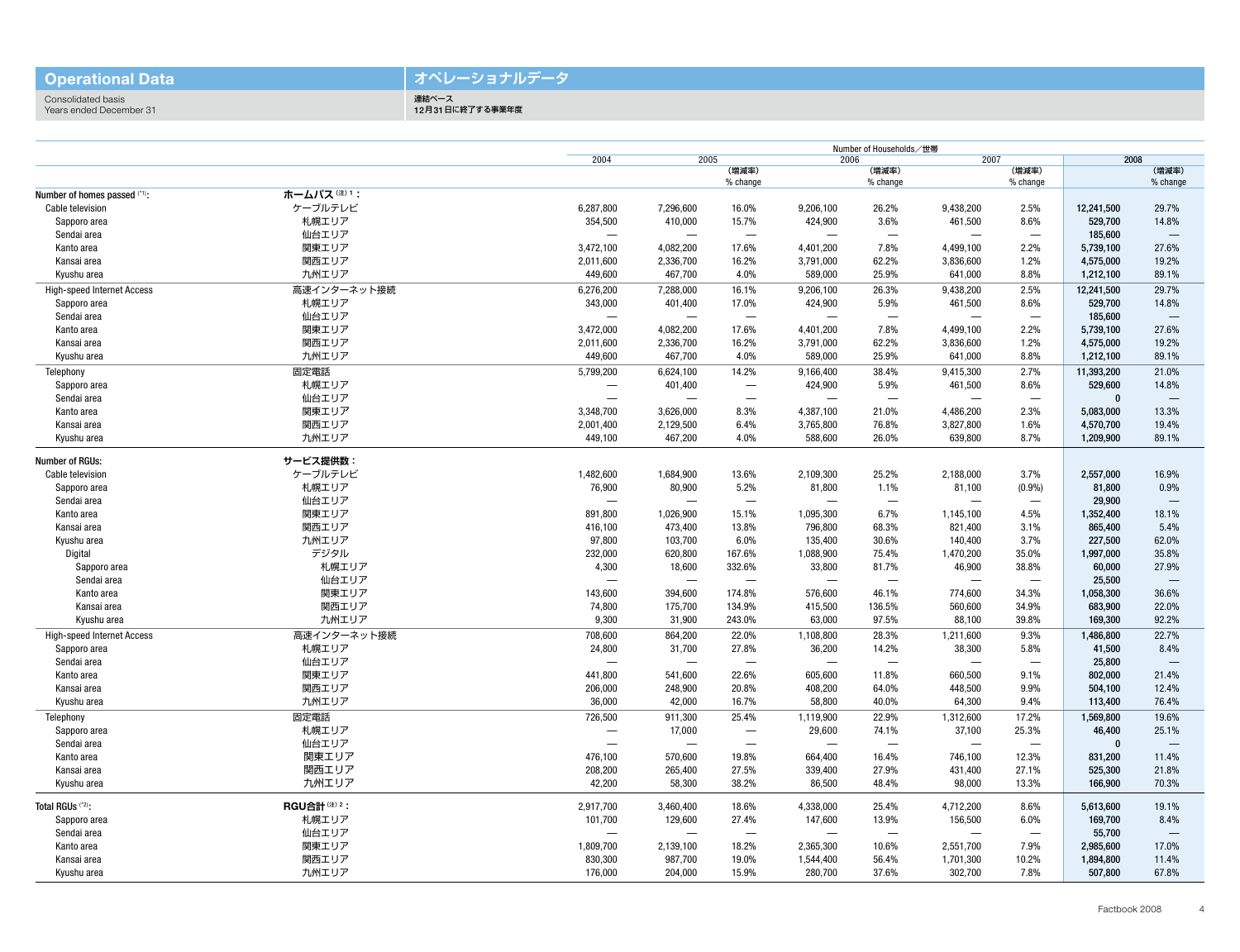# Operational Data

# オペレーショナルデータ

Consolidated basis
Years ended December 31

連結ベース
12月31日に終了する事業年度

Number of Households／世帯

| | | 2004 | 2005 | (増減率) % change | 2006 | (増減率) % change | 2007 | (増減率) % change | 2008 | (増減率) % change |
|---|---|---|---|---|---|---|---|---|---|---|
| Number of homes passed [*1]: | ホームパス [(注) 1]： | | | | | | | | | |
| Cable television | ケーブルテレビ | 6,287,800 | 7,296,600 | 16.0% | 9,206,100 | 26.2% | 9,438,200 | 2.5% | **12,241,500** | 29.7% |
| Sapporo area | 札幌エリア | 354,500 | 410,000 | 15.7% | 424,900 | 3.6% | 461,500 | 8.6% | **529,700** | 14.8% |
| Sendai area | 仙台エリア | — | — | — | — | — | — | — | **185,600** | — |
| Kanto area | 関東エリア | 3,472,100 | 4,082,200 | 17.6% | 4,401,200 | 7.8% | 4,499,100 | 2.2% | **5,739,100** | 27.6% |
| Kansai area | 関西エリア | 2,011,600 | 2,336,700 | 16.2% | 3,791,000 | 62.2% | 3,836,600 | 1.2% | **4,575,000** | 19.2% |
| Kyushu area | 九州エリア | 449,600 | 467,700 | 4.0% | 589,000 | 25.9% | 641,000 | 8.8% | **1,212,100** | 89.1% |
| High-speed Internet Access | 高速インターネット接続 | 6,276,200 | 7,288,000 | 16.1% | 9,206,100 | 26.3% | 9,438,200 | 2.5% | **12,241,500** | 29.7% |
| Sapporo area | 札幌エリア | 343,000 | 401,400 | 17.0% | 424,900 | 5.9% | 461,500 | 8.6% | **529,700** | 14.8% |
| Sendai area | 仙台エリア | — | — | — | — | — | — | — | **185,600** | — |
| Kanto area | 関東エリア | 3,472,000 | 4,082,200 | 17.6% | 4,401,200 | 7.8% | 4,499,100 | 2.2% | **5,739,100** | 27.6% |
| Kansai area | 関西エリア | 2,011,600 | 2,336,700 | 16.2% | 3,791,000 | 62.2% | 3,836,600 | 1.2% | **4,575,000** | 19.2% |
| Kyushu area | 九州エリア | 449,600 | 467,700 | 4.0% | 589,000 | 25.9% | 641,000 | 8.8% | **1,212,100** | 89.1% |
| Telephony | 固定電話 | 5,799,200 | 6,624,100 | 14.2% | 9,166,400 | 38.4% | 9,415,300 | 2.7% | **11,393,200** | 21.0% |
| Sapporo area | 札幌エリア | — | 401,400 | — | 424,900 | 5.9% | 461,500 | 8.6% | **529,600** | 14.8% |
| Sendai area | 仙台エリア | — | — | — | — | — | — | — | **0** | — |
| Kanto area | 関東エリア | 3,348,700 | 3,626,000 | 8.3% | 4,387,100 | 21.0% | 4,486,200 | 2.3% | **5,083,000** | 13.3% |
| Kansai area | 関西エリア | 2,001,400 | 2,129,500 | 6.4% | 3,765,800 | 76.8% | 3,827,800 | 1.6% | **4,570,700** | 19.4% |
| Kyushu area | 九州エリア | 449,100 | 467,200 | 4.0% | 588,600 | 26.0% | 639,800 | 8.7% | **1,209,900** | 89.1% |
| Number of RGUs: | サービス提供数： | | | | | | | | | |
| Cable television | ケーブルテレビ | 1,482,600 | 1,684,900 | 13.6% | 2,109,300 | 25.2% | 2,188,000 | 3.7% | **2,557,000** | 16.9% |
| Sapporo area | 札幌エリア | 76,900 | 80,900 | 5.2% | 81,800 | 1.1% | 81,100 | (0.9%) | **81,800** | 0.9% |
| Sendai area | 仙台エリア | — | — | — | — | — | — | — | **29,900** | — |
| Kanto area | 関東エリア | 891,800 | 1,026,900 | 15.1% | 1,095,300 | 6.7% | 1,145,100 | 4.5% | **1,352,400** | 18.1% |
| Kansai area | 関西エリア | 416,100 | 473,400 | 13.8% | 796,800 | 68.3% | 821,400 | 3.1% | **865,400** | 5.4% |
| Kyushu area | 九州エリア | 97,800 | 103,700 | 6.0% | 135,400 | 30.6% | 140,400 | 3.7% | **227,500** | 62.0% |
| Digital | デジタル | 232,000 | 620,800 | 167.6% | 1,088,900 | 75.4% | 1,470,200 | 35.0% | **1,997,000** | 35.8% |
| Sapporo area | 札幌エリア | 4,300 | 18,600 | 332.6% | 33,800 | 81.7% | 46,900 | 38.8% | **60,000** | 27.9% |
| Sendai area | 仙台エリア | — | — | — | — | — | — | — | **25,500** | — |
| Kanto area | 関東エリア | 143,600 | 394,600 | 174.8% | 576,600 | 46.1% | 774,600 | 34.3% | **1,058,300** | 36.6% |
| Kansai area | 関西エリア | 74,800 | 175,700 | 134.9% | 415,500 | 136.5% | 560,600 | 34.9% | **683,900** | 22.0% |
| Kyushu area | 九州エリア | 9,300 | 31,900 | 243.0% | 63,000 | 97.5% | 88,100 | 39.8% | **169,300** | 92.2% |
| High-speed Internet Access | 高速インターネット接続 | 708,600 | 864,200 | 22.0% | 1,108,800 | 28.3% | 1,211,600 | 9.3% | **1,486,800** | 22.7% |
| Sapporo area | 札幌エリア | 24,800 | 31,700 | 27.8% | 36,200 | 14.2% | 38,300 | 5.8% | **41,500** | 8.4% |
| Sendai area | 仙台エリア | — | — | — | — | — | — | — | **25,800** | — |
| Kanto area | 関東エリア | 441,800 | 541,600 | 22.6% | 605,600 | 11.8% | 660,500 | 9.1% | **802,000** | 21.4% |
| Kansai area | 関西エリア | 206,000 | 248,900 | 20.8% | 408,200 | 64.0% | 448,500 | 9.9% | **504,100** | 12.4% |
| Kyushu area | 九州エリア | 36,000 | 42,000 | 16.7% | 58,800 | 40.0% | 64,300 | 9.4% | **113,400** | 76.4% |
| Telephony | 固定電話 | 726,500 | 911,300 | 25.4% | 1,119,900 | 22.9% | 1,312,600 | 17.2% | **1,569,800** | 19.6% |
| Sapporo area | 札幌エリア | — | 17,000 | — | 29,600 | 74.1% | 37,100 | 25.3% | **46,400** | 25.1% |
| Sendai area | 仙台エリア | — | — | — | — | — | — | — | **0** | — |
| Kanto area | 関東エリア | 476,100 | 570,600 | 19.8% | 664,400 | 16.4% | 746,100 | 12.3% | **831,200** | 11.4% |
| Kansai area | 関西エリア | 208,200 | 265,400 | 27.5% | 339,400 | 27.9% | 431,400 | 27.1% | **525,300** | 21.8% |
| Kyushu area | 九州エリア | 42,200 | 58,300 | 38.2% | 86,500 | 48.4% | 98,000 | 13.3% | **166,900** | 70.3% |
| Total RGUs [*2]: | RGU合計 [(注) 2]： | 2,917,700 | 3,460,400 | 18.6% | 4,338,000 | 25.4% | 4,712,200 | 8.6% | **5,613,600** | 19.1% |
| Sapporo area | 札幌エリア | 101,700 | 129,600 | 27.4% | 147,600 | 13.9% | 156,500 | 6.0% | **169,700** | 8.4% |
| Sendai area | 仙台エリア | — | — | — | — | — | — | — | **55,700** | — |
| Kanto area | 関東エリア | 1,809,700 | 2,139,100 | 18.2% | 2,365,300 | 10.6% | 2,551,700 | 7.9% | **2,985,600** | 17.0% |
| Kansai area | 関西エリア | 830,300 | 987,700 | 19.0% | 1,544,400 | 56.4% | 1,701,300 | 10.2% | **1,894,800** | 11.4% |
| Kyushu area | 九州エリア | 176,000 | 204,000 | 15.9% | 280,700 | 37.6% | 302,700 | 7.8% | **507,800** | 67.8% |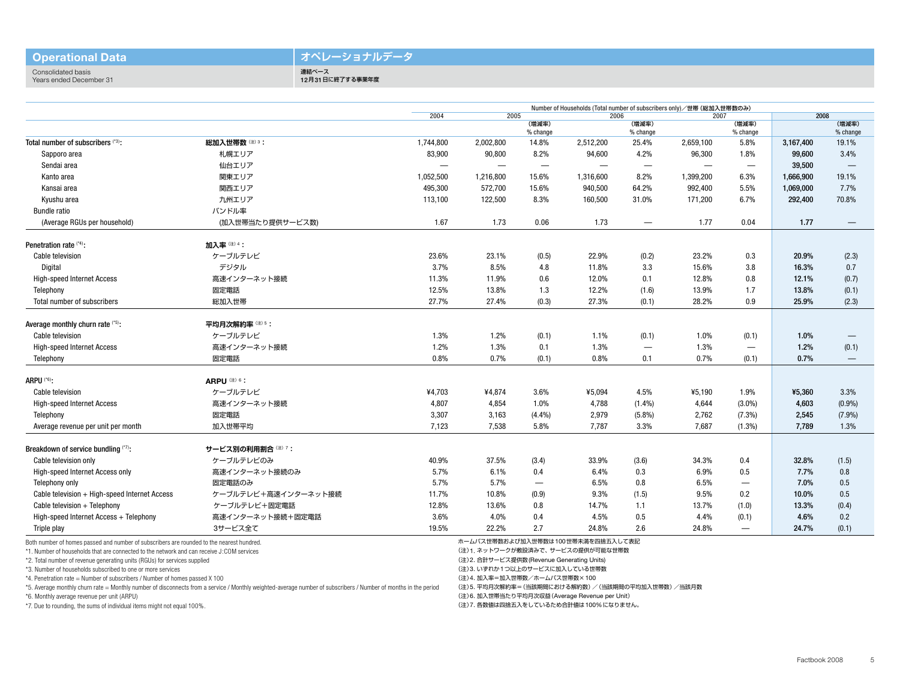## Operational Data　オペレーショナルデータ

Consolidated basis　連結ベース
Years ended December 31　12月31日に終了する事業年度

Number of Households (Total number of subscribers only)／世帯（総加入世帯数のみ）

| | | 2004 | 2005 | (増減率) % change | 2006 | (増減率) % change | 2007 | (増減率) % change | **2008** | (増減率) % change |
|---|---|---|---|---|---|---|---|---|---|---|
| **Total number of subscribers** [*3]: | **総加入世帯数** (注)3： | 1,744,800 | 2,002,800 | 14.8% | 2,512,200 | 25.4% | 2,659,100 | 5.8% | **3,167,400** | 19.1% |
| Sapporo area | 札幌エリア | 83,900 | 90,800 | 8.2% | 94,600 | 4.2% | 96,300 | 1.8% | **99,600** | 3.4% |
| Sendai area | 仙台エリア | — | — | — | — | — | — | — | **39,500** | — |
| Kanto area | 関東エリア | 1,052,500 | 1,216,800 | 15.6% | 1,316,600 | 8.2% | 1,399,200 | 6.3% | **1,666,900** | 19.1% |
| Kansai area | 関西エリア | 495,300 | 572,700 | 15.6% | 940,500 | 64.2% | 992,400 | 5.5% | **1,069,000** | 7.7% |
| Kyushu area | 九州エリア | 113,100 | 122,500 | 8.3% | 160,500 | 31.0% | 171,200 | 6.7% | **292,400** | 70.8% |
| Bundle ratio | バンドル率 | | | | | | | | | |
| (Average RGUs per household) | (加入世帯当たり提供サービス数) | 1.67 | 1.73 | 0.06 | 1.73 | — | 1.77 | 0.04 | **1.77** | — |
| **Penetration rate** [*4]: | **加入率** (注)4： | | | | | | | | | |
| Cable television | ケーブルテレビ | 23.6% | 23.1% | (0.5) | 22.9% | (0.2) | 23.2% | 0.3 | **20.9%** | (2.3) |
| Digital | デジタル | 3.7% | 8.5% | 4.8 | 11.8% | 3.3 | 15.6% | 3.8 | **16.3%** | 0.7 |
| High-speed Internet Access | 高速インターネット接続 | 11.3% | 11.9% | 0.6 | 12.0% | 0.1 | 12.8% | 0.8 | **12.1%** | (0.7) |
| Telephony | 固定電話 | 12.5% | 13.8% | 1.3 | 12.2% | (1.6) | 13.9% | 1.7 | **13.8%** | (0.1) |
| Total number of subscribers | 総加入世帯 | 27.7% | 27.4% | (0.3) | 27.3% | (0.1) | 28.2% | 0.9 | **25.9%** | (2.3) |
| **Average monthly churn rate** [*5]: | **平均月次解約率** (注)5： | | | | | | | | | |
| Cable television | ケーブルテレビ | 1.3% | 1.2% | (0.1) | 1.1% | (0.1) | 1.0% | (0.1) | **1.0%** | — |
| High-speed Internet Access | 高速インターネット接続 | 1.2% | 1.3% | 0.1 | 1.3% | — | 1.3% | — | **1.2%** | (0.1) |
| Telephony | 固定電話 | 0.8% | 0.7% | (0.1) | 0.8% | 0.1 | 0.7% | (0.1) | **0.7%** | — |
| **ARPU** [*6]: | **ARPU** (注)6： | | | | | | | | | |
| Cable television | ケーブルテレビ | ¥4,703 | ¥4,874 | 3.6% | ¥5,094 | 4.5% | ¥5,190 | 1.9% | **¥5,360** | 3.3% |
| High-speed Internet Access | 高速インターネット接続 | 4,807 | 4,854 | 1.0% | 4,788 | (1.4%) | 4,644 | (3.0%) | **4,603** | (0.9%) |
| Telephony | 固定電話 | 3,307 | 3,163 | (4.4%) | 2,979 | (5.8%) | 2,762 | (7.3%) | **2,545** | (7.9%) |
| Average revenue per unit per month | 加入世帯平均 | 7,123 | 7,538 | 5.8% | 7,787 | 3.3% | 7,687 | (1.3%) | **7,789** | 1.3% |
| **Breakdown of service bundling** [*7]: | **サービス別の利用割合** (注)7： | | | | | | | | | |
| Cable television only | ケーブルテレビのみ | 40.9% | 37.5% | (3.4) | 33.9% | (3.6) | 34.3% | 0.4 | **32.8%** | (1.5) |
| High-speed Internet Access only | 高速インターネット接続のみ | 5.7% | 6.1% | 0.4 | 6.4% | 0.3 | 6.9% | 0.5 | **7.7%** | 0.8 |
| Telephony only | 固定電話のみ | 5.7% | 5.7% | — | 6.5% | 0.8 | 6.5% | — | **7.0%** | 0.5 |
| Cable television + High-speed Internet Access | ケーブルテレビ＋高速インターネット接続 | 11.7% | 10.8% | (0.9) | 9.3% | (1.5) | 9.5% | 0.2 | **10.0%** | 0.5 |
| Cable television + Telephony | ケーブルテレビ＋固定電話 | 12.8% | 13.6% | 0.8 | 14.7% | 1.1 | 13.7% | (1.0) | **13.3%** | (0.4) |
| High-speed Internet Access + Telephony | 高速インターネット接続＋固定電話 | 3.6% | 4.0% | 0.4 | 4.5% | 0.5 | 4.4% | (0.1) | **4.6%** | 0.2 |
| Triple play | 3サービス全て | 19.5% | 22.2% | 2.7 | 24.8% | 2.6 | 24.8% | — | **24.7%** | (0.1) |

Both number of homes passed and number of subscribers are rounded to the nearest hundred.
*1. Number of households that are connected to the network and can receive J:COM services
*2. Total number of revenue generating units (RGUs) for services supplied
*3. Number of households subscribed to one or more services
*4. Penetration rate = Number of subscribers / Number of homes passed X 100
*5. Average monthly churn rate = Monthly number of disconnects from a service / Monthly weighted-average number of subscribers / Number of months in the period
*6. Monthly average revenue per unit (ARPU)
*7. Due to rounding, the sums of individual items might not equal 100%.

ホームパス世帯数および加入世帯数は100世帯未満を四捨五入して表記
(注) 1. ネットワークが敷設済みで、サービスの提供が可能な世帯数
(注) 2. 合計サービス提供数(Revenue Generating Units)
(注) 3. いずれか1つ以上のサービスに加入している世帯数
(注) 4. 加入率＝加入世帯数／ホームパス世帯数×100
(注) 5. 平均月次解約率＝(当該期間における解約数)／(当該期間の平均加入世帯数)／当該月数
(注) 6. 加入世帯当たり平均月次収益(Average Revenue per Unit)
(注) 7. 各数値は四捨五入をしているため合計値は100%になりません。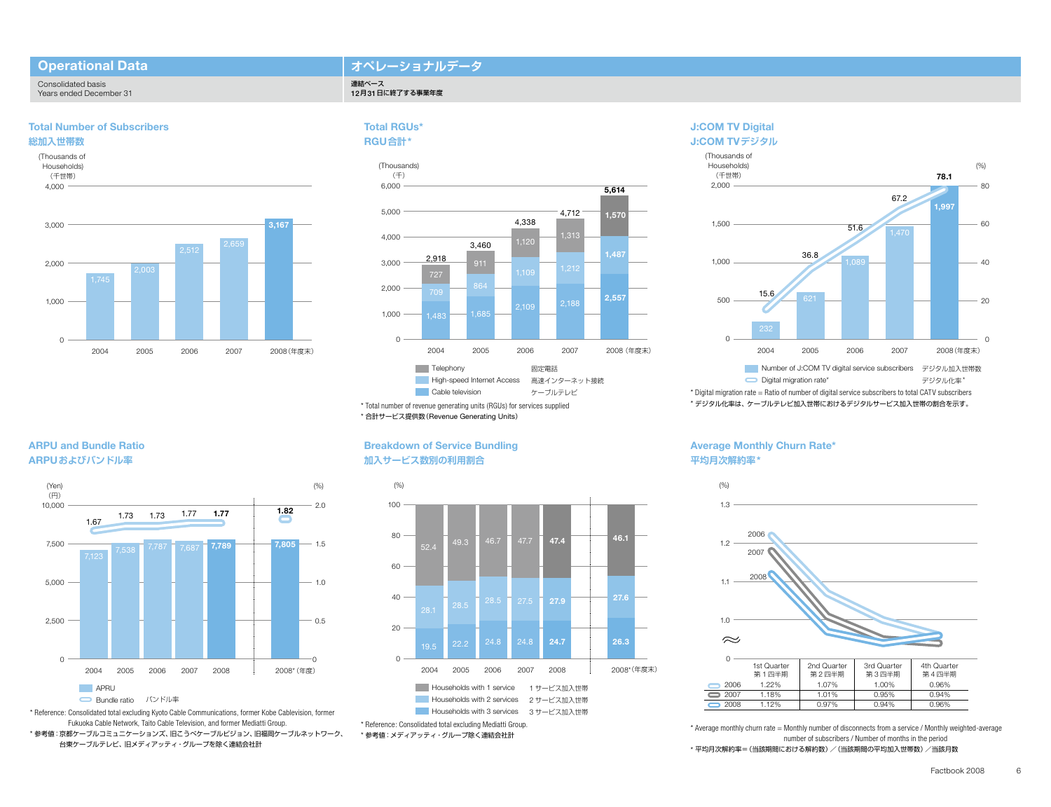## Operational Data

## オペレーショナルデータ

Consolidated basis
Years ended December 31

連結ベース
12月31日に終了する事業年度

### Total Number of Subscribers
### 総加入世帯数

(Thousands of Households)
(千世帯)

| | 2004 | 2005 | 2006 | 2007 | 2008(年度末) |
|---|---|---|---|---|---|
| Subscribers | 1,745 | 2,003 | 2,512 | 2,659 | 3,167 |

### Total RGUs*
### RGU合計*

(Thousands)
(千)

| | 2004 | 2005 | 2006 | 2007 | 2008(年度末) |
|---|---|---|---|---|---|
| Telephony 固定電話 | 727 | 911 | 1,120 | 1,313 | 1,570 |
| High-speed Internet Access 高速インターネット接続 | 709 | 864 | 1,109 | 1,212 | 1,487 |
| Cable television ケーブルテレビ | 1,483 | 1,685 | 2,109 | 2,188 | 2,557 |
| Total | 2,918 | 3,460 | 4,338 | 4,712 | 5,614 |

* Total number of revenue generating units (RGUs) for services supplied
* 合計サービス提供数(Revenue Generating Units)

### J:COM TV Digital
### J:COM TVデジタル

(Thousands of Households)
(千世帯)

| | 2004 | 2005 | 2006 | 2007 | 2008(年度末) |
|---|---|---|---|---|---|
| Number of J:COM TV digital service subscribers デジタル加入世帯数 | 232 | 621 | 1,089 | 1,470 | 1,997 |
| Digital migration rate* デジタル化率* (%) | 15.6 | 36.8 | 51.6 | 67.2 | 78.1 |

* Digital migration rate = Ratio of number of digital service subscribers to total CATV subscribers
* デジタル化率は、ケーブルテレビ加入世帯におけるデジタルサービス加入世帯の割合を示す。

### ARPU and Bundle Ratio
### ARPUおよびバンドル率

(Yen)(円) / (%)

| | 2004 | 2005 | 2006 | 2007 | 2008 | 2008*(年度末) |
|---|---|---|---|---|---|---|
| APRU | 7,123 | 7,538 | 7,787 | 7,687 | 7,789 | 7,805 |
| Bundle ratio バンドル率 | 1.67 | 1.73 | 1.73 | 1.77 | 1.77 | 1.82 |

* Reference: Consolidated total excluding Kyoto Cable Communications, former Kobe Cablevision, former Fukuoka Cable Network, Taito Cable Television, and former Mediatti Group.
* 参考値:京都ケーブルコミュニケーションズ、旧こうべケーブルビジョン、旧福岡ケーブルネットワーク、台東ケーブルテレビ、旧メディアッティ・グループを除く連結会社計

### Breakdown of Service Bundling
### 加入サービス数別の利用割合

(%)

| | 2004 | 2005 | 2006 | 2007 | 2008 | 2008*(年度末) |
|---|---|---|---|---|---|---|
| Households with 1 service 1サービス加入世帯 | 52.4 | 49.3 | 46.7 | 47.7 | 47.4 | 46.1 |
| Households with 2 services 2サービス加入世帯 | 28.1 | 28.5 | 28.5 | 27.5 | 27.9 | 27.6 |
| Households with 3 services 3サービス加入世帯 | 19.5 | 22.2 | 24.8 | 24.8 | 24.7 | 26.3 |

* Reference: Consolidated total excluding Mediatti Group.
* 参考値:メディアッティ・グループ除く連結会社計

### Average Monthly Churn Rate*
### 平均月次解約率*

(%)

| | 1st Quarter 第1四半期 | 2nd Quarter 第2四半期 | 3rd Quarter 第3四半期 | 4th Quarter 第4四半期 |
|---|---|---|---|---|
| 2006 | 1.22% | 1.07% | 1.00% | 0.96% |
| 2007 | 1.18% | 1.01% | 0.95% | 0.94% |
| 2008 | 1.12% | 0.97% | 0.94% | 0.96% |

* Average monthly churn rate = Monthly number of disconnects from a service / Monthly weighted-average number of subscribers / Number of months in the period
* 平均月次解約率=(当該期間における解約数)/(当該期間の平均加入世帯数)/当該月数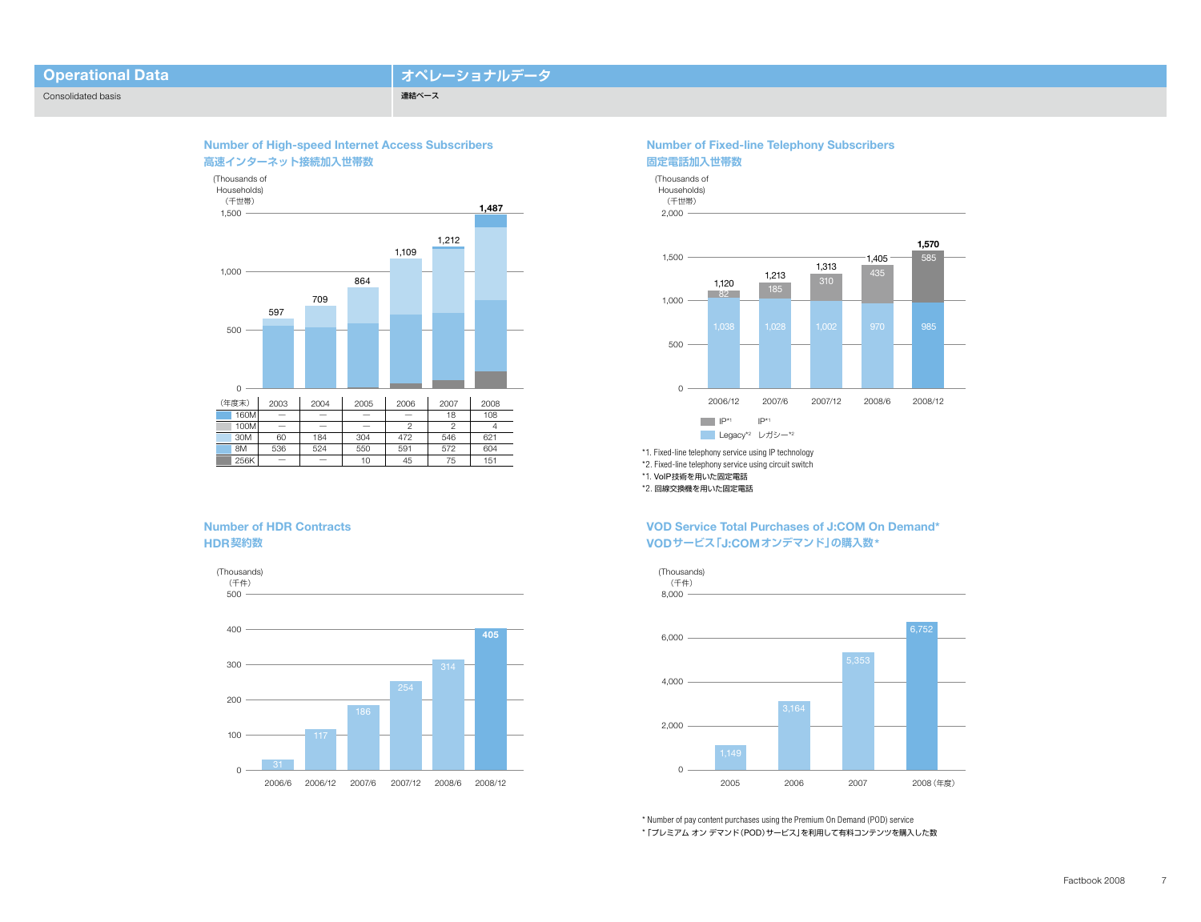# Operational Data　オペレーショナルデータ

Consolidated basis　連結ベース

## Number of High-speed Internet Access Subscribers
## 高速インターネット接続加入世帯数

(Thousands of Households)（千世帯）

| (年度末) | 2003 | 2004 | 2005 | 2006 | 2007 | 2008 |
|---|---|---|---|---|---|---|
| Total | 597 | 709 | 864 | 1,109 | 1,212 | 1,487 |
| 160M | — | — | — | — | 18 | 108 |
| 100M | — | — | — | 2 | 2 | 4 |
| 30M | 60 | 184 | 304 | 472 | 546 | 621 |
| 8M | 536 | 524 | 550 | 591 | 572 | 604 |
| 256K | — | — | 10 | 45 | 75 | 151 |

## Number of Fixed-line Telephony Subscribers
## 固定電話加入世帯数

(Thousands of Households)（千世帯）

| | 2006/12 | 2007/6 | 2007/12 | 2008/6 | 2008/12 |
|---|---|---|---|---|---|
| Total | 1,120 | 1,213 | 1,313 | 1,405 | 1,570 |
| IP*1 | 82 | 185 | 310 | 435 | 585 |
| Legacy*2 レガシー*2 | 1,038 | 1,028 | 1,002 | 970 | 985 |

*1. Fixed-line telephony service using IP technology
*2. Fixed-line telephony service using circuit switch
*1. VoIP技術を用いた固定電話
*2. 回線交換機を用いた固定電話

## Number of HDR Contracts
## HDR契約数

(Thousands)（千件）

| 2006/6 | 2006/12 | 2007/6 | 2007/12 | 2008/6 | 2008/12 |
|---|---|---|---|---|---|
| 31 | 117 | 186 | 254 | 314 | 405 |

## VOD Service Total Purchases of J:COM On Demand*
## VODサービス「J:COMオンデマンド」の購入数*

(Thousands)（千件）

| 2005 | 2006 | 2007 | 2008 (年度) |
|---|---|---|---|
| 1,149 | 3,164 | 5,353 | 6,752 |

* Number of pay content purchases using the Premium On Demand (POD) service
* 「プレミアム オン デマンド（POD）サービス」を利用して有料コンテンツを購入した数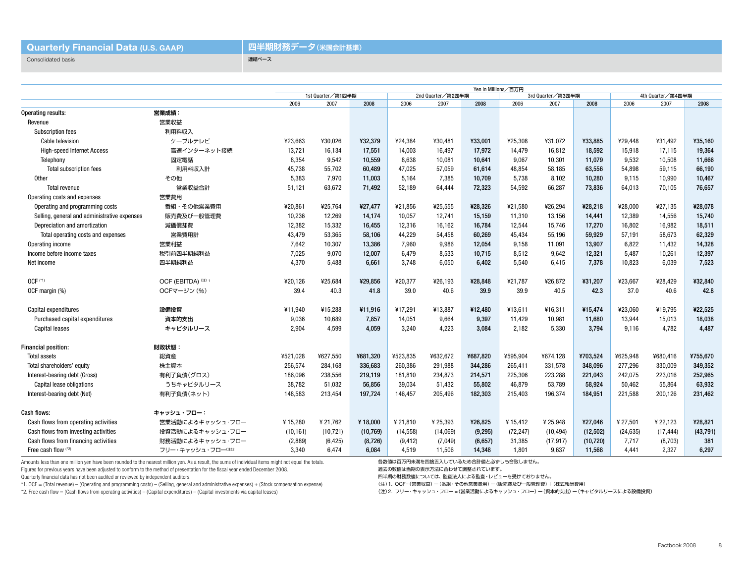# Quarterly Financial Data (U.S. GAAP) / 四半期財務データ（米国会計基準）

Consolidated basis / 連結ベース

| | | Yen in Millions／百万円 | | | | | | | | | | | |
|---|---|---|---|---|---|---|---|---|---|---|---|---|---|
| | | 1st Quarter／第1四半期 | | | 2nd Quarter／第2四半期 | | | 3rd Quarter／第3四半期 | | | 4th Quarter／第4四半期 | | |
| | | 2006 | 2007 | 2008 | 2006 | 2007 | 2008 | 2006 | 2007 | 2008 | 2006 | 2007 | 2008 |
| **Operating results:** | **営業成績：** | | | | | | | | | | | | |
| Revenue | 営業収益 | | | | | | | | | | | | |
| Subscription fees | 利用料収入 | | | | | | | | | | | | |
| Cable television | ケーブルテレビ | ¥23,663 | ¥30,026 | **¥32,379** | ¥24,384 | ¥30,481 | **¥33,001** | ¥25,308 | ¥31,072 | **¥33,885** | ¥29,448 | ¥31,492 | **¥35,160** |
| High-speed Internet Access | 高速インターネット接続 | 13,721 | 16,134 | **17,551** | 14,003 | 16,497 | **17,972** | 14,479 | 16,812 | **18,592** | 15,918 | 17,115 | **19,364** |
| Telephony | 固定電話 | 8,354 | 9,542 | **10,559** | 8,638 | 10,081 | **10,641** | 9,067 | 10,301 | **11,079** | 9,532 | 10,508 | **11,666** |
| Total subscription fees | 利用料収入計 | 45,738 | 55,702 | **60,489** | 47,025 | 57,059 | **61,614** | 48,854 | 58,185 | **63,556** | 54,898 | 59,115 | **66,190** |
| Other | その他 | 5,383 | 7,970 | **11,003** | 5,164 | 7,385 | **10,709** | 5,738 | 8,102 | **10,280** | 9,115 | 10,990 | **10,467** |
| Total revenue | 営業収益合計 | 51,121 | 63,672 | **71,492** | 52,189 | 64,444 | **72,323** | 54,592 | 66,287 | **73,836** | 64,013 | 70,105 | **76,657** |
| Operating costs and expenses | 営業費用 | | | | | | | | | | | | |
| Operating and programming costs | 番組・その他営業費用 | ¥20,861 | ¥25,764 | **¥27,477** | ¥21,856 | ¥25,555 | **¥28,326** | ¥21,580 | ¥26,294 | **¥28,218** | ¥28,000 | ¥27,135 | **¥28,078** |
| Selling, general and administrative expenses | 販売費及び一般管理費 | 10,236 | 12,269 | **14,174** | 10,057 | 12,741 | **15,159** | 11,310 | 13,156 | **14,441** | 12,389 | 14,556 | **15,740** |
| Depreciation and amortization | 減価償却費 | 12,382 | 15,332 | **16,455** | 12,316 | 16,162 | **16,784** | 12,544 | 15,746 | **17,270** | 16,802 | 16,982 | **18,511** |
| Total operating costs and expenses | 営業費用計 | 43,479 | 53,365 | **58,106** | 44,229 | 54,458 | **60,269** | 45,434 | 55,196 | **59,929** | 57,191 | 58,673 | **62,329** |
| Operating income | 営業利益 | 7,642 | 10,307 | **13,386** | 7,960 | 9,986 | **12,054** | 9,158 | 11,091 | **13,907** | 6,822 | 11,432 | **14,328** |
| Income before income taxes | 税引前四半期純利益 | 7,025 | 9,070 | **12,007** | 6,479 | 8,533 | **10,715** | 8,512 | 9,642 | **12,321** | 5,487 | 10,261 | **12,397** |
| Net income | 四半期純利益 | 4,370 | 5,488 | **6,661** | 3,748 | 6,050 | **6,402** | 5,540 | 6,415 | **7,378** | 10,823 | 6,039 | **7,523** |
| OCF [*1] | OCF (EBITDA) [(注) 1] | ¥20,126 | ¥25,684 | **¥29,856** | ¥20,377 | ¥26,193 | **¥28,848** | ¥21,787 | ¥26,872 | **¥31,207** | ¥23,667 | ¥28,429 | **¥32,840** |
| OCF margin (%) | OCFマージン（%） | 39.4 | 40.3 | **41.8** | 39.0 | 40.6 | **39.9** | 39.9 | 40.5 | **42.3** | 37.0 | 40.6 | **42.8** |
| Capital expenditures | 設備投資 | ¥11,940 | ¥15,288 | **¥11,916** | ¥17,291 | ¥13,887 | **¥12,480** | ¥13,611 | ¥16,311 | **¥15,474** | ¥23,060 | ¥19,795 | **¥22,525** |
| Purchased capital expenditures | 資本的支出 | 9,036 | 10,689 | **7,857** | 14,051 | 9,664 | **9,397** | 11,429 | 10,981 | **11,680** | 13,944 | 15,013 | **18,038** |
| Capital leases | キャピタルリース | 2,904 | 4,599 | **4,059** | 3,240 | 4,223 | **3,084** | 2,182 | 5,330 | **3,794** | 9,116 | 4,782 | **4,487** |
| **Financial position:** | **財政状態：** | | | | | | | | | | | | |
| Total assets | 総資産 | ¥521,028 | ¥627,550 | **¥681,320** | ¥523,835 | ¥632,672 | **¥687,820** | ¥595,904 | ¥674,128 | **¥703,524** | ¥625,948 | ¥680,416 | **¥755,670** |
| Total shareholders' equity | 株主資本 | 256,574 | 284,168 | **336,683** | 260,386 | 291,988 | **344,286** | 265,411 | 331,578 | **348,096** | 277,296 | 330,009 | **349,352** |
| Interest-bearing debt (Gross) | 有利子負債（グロス） | 186,096 | 238,556 | **219,119** | 181,810 | 234,873 | **214,571** | 225,306 | 223,288 | **221,043** | 242,075 | 223,016 | **252,965** |
| Capital lease obligations | うちキャピタルリース | 38,782 | 51,032 | **56,856** | 39,034 | 51,432 | **55,802** | 46,879 | 53,789 | **58,924** | 50,462 | 55,864 | **63,932** |
| Interest-bearing debt (Net) | 有利子負債（ネット） | 148,583 | 213,454 | **197,724** | 146,457 | 205,496 | **182,303** | 215,403 | 196,374 | **184,951** | 221,588 | 200,126 | **231,462** |
| **Cash flows:** | **キャッシュ・フロー：** | | | | | | | | | | | | |
| Cash flows from operating activities | 営業活動によるキャッシュ･フロー | ¥ 15,280 | ¥ 21,762 | **¥ 18,000** | ¥ 21,810 | ¥ 25,393 | **¥26,825** | ¥ 15,412 | ¥ 25,948 | **¥27,046** | ¥ 27,501 | ¥ 22,123 | **¥28,821** |
| Cash flows from investing activities | 投資活動によるキャッシュ･フロー | (10,161) | (10,721) | **(10,769)** | (14,558) | (14,069) | **(9,295)** | (72,247) | (10,494) | **(12,502)** | (24,635) | (17,444) | **(43,791)** |
| Cash flows from financing activities | 財務活動によるキャッシュ･フロー | (2,889) | (6,425) | **(8,726)** | (9,412) | (7,049) | **(6,657)** | 31,385 | (17,917) | **(10,720)** | 7,717 | (8,703) | **381** |
| Free cash flow [*2] | フリー･キャッシュ･フロー[(注)2] | 3,340 | 6,474 | **6,084** | 4,519 | 11,506 | **14,348** | 1,801 | 9,637 | **11,568** | 4,441 | 2,327 | **6,297** |

Amounts less than one million yen have been rounded to the nearest million yen. As a result, the sums of individual items might not equal the totals.
Figures for previous years have been adjusted to conform to the method of presentation for the fiscal year ended December 2008.
Quarterly financial data has not been audited or reviewed by independent auditors.
*1. OCF = (Total revenue) – (Operating and programming costs) – (Selling, general and administrative expenses) + (Stock compensation expense)
*2. Free cash flow = (Cash flows from operating activities) – (Capital expenditures) – (Capital investments via capital leases)

各数値は百万円未満を四捨五入しているため合計値と必ずしも合致しません。
過去の数値は当期の表示方法に合わせて調整されています。
四半期の財務数値については、監査法人による監査・レビューを受けておりません。
（注）1. OCF=（営業収益）ー（番組・その他営業費用）ー（販売費及び一般管理費）＋（株式報酬費用）
（注）2. フリー・キャッシュ・フロー＝（営業活動によるキャッシュ・フロー）ー（資本的支出）ー（キャピタルリースによる設備投資）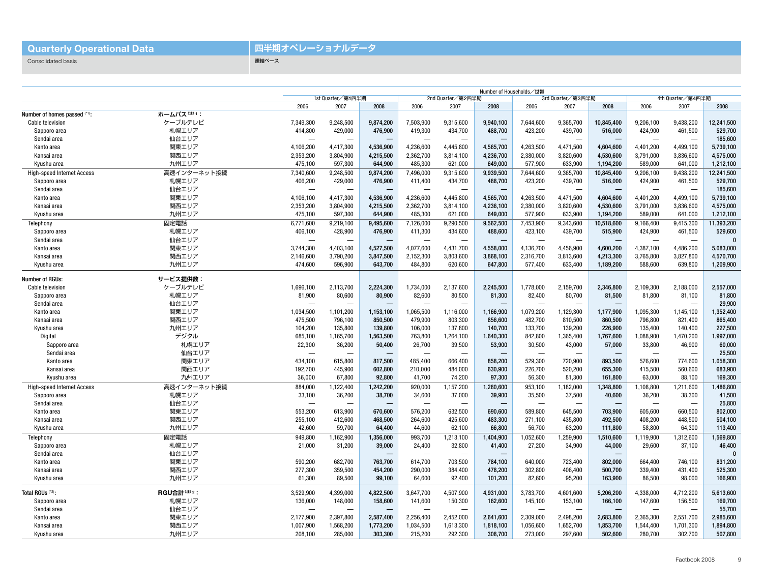# Quarterly Operational Data ／ 四半期オペレーショナルデータ

Consolidated basis ／ 連結ベース

Number of Households／世帯

| | | 1st Quarter／第1四半期 | | | 2nd Quarter／第2四半期 | | | 3rd Quarter／第3四半期 | | | 4th Quarter／第4四半期 | | |
|---|---|---|---|---|---|---|---|---|---|---|---|---|---|
| | | 2006 | 2007 | 2008 | 2006 | 2007 | 2008 | 2006 | 2007 | 2008 | 2006 | 2007 | 2008 |
| **Number of homes passed** (*1): | **ホームパス** (注)1： | | | | | | | | | | | | |
| Cable television | ケーブルテレビ | 7,349,300 | 9,248,500 | **9,874,200** | 7,503,900 | 9,315,600 | **9,940,100** | 7,644,600 | 9,365,700 | **10,845,400** | 9,206,100 | 9,438,200 | **12,241,500** |
| Sapporo area | 札幌エリア | 414,800 | 429,000 | **476,900** | 419,300 | 434,700 | **488,700** | 423,200 | 439,700 | **516,000** | 424,900 | 461,500 | **529,700** |
| Sendai area | 仙台エリア | — | — | **—** | — | — | **—** | — | — | **—** | — | — | **185,600** |
| Kanto area | 関東エリア | 4,106,200 | 4,417,300 | **4,536,900** | 4,236,600 | 4,445,800 | **4,565,700** | 4,263,500 | 4,471,500 | **4,604,600** | 4,401,200 | 4,499,100 | **5,739,100** |
| Kansai area | 関西エリア | 2,353,200 | 3,804,900 | **4,215,500** | 2,362,700 | 3,814,100 | **4,236,700** | 2,380,000 | 3,820,600 | **4,530,600** | 3,791,000 | 3,836,600 | **4,575,000** |
| Kyushu area | 九州エリア | 475,100 | 597,300 | **644,900** | 485,300 | 621,000 | **649,000** | 577,900 | 633,900 | **1,194,200** | 589,000 | 641,000 | **1,212,100** |
| High-speed Internet Access | 高速インターネット接続 | 7,340,600 | 9,248,500 | **9,874,200** | 7,496,000 | 9,315,600 | **9,939,500** | 7,644,600 | 9,365,700 | **10,845,400** | 9,206,100 | 9,438,200 | **12,241,500** |
| Sapporo area | 札幌エリア | 406,200 | 429,000 | **476,900** | 411,400 | 434,700 | **488,700** | 423,200 | 439,700 | **516,000** | 424,900 | 461,500 | **529,700** |
| Sendai area | 仙台エリア | — | — | **—** | — | — | **—** | — | — | **—** | — | — | **185,600** |
| Kanto area | 関東エリア | 4,106,100 | 4,417,300 | **4,536,900** | 4,236,600 | 4,445,800 | **4,565,700** | 4,263,500 | 4,471,500 | **4,604,600** | 4,401,200 | 4,499,100 | **5,739,100** |
| Kansai area | 関西エリア | 2,353,200 | 3,804,900 | **4,215,500** | 2,362,700 | 3,814,100 | **4,236,100** | 2,380,000 | 3,820,600 | **4,530,600** | 3,791,000 | 3,836,600 | **4,575,000** |
| Kyushu area | 九州エリア | 475,100 | 597,300 | **644,900** | 485,300 | 621,000 | **649,000** | 577,900 | 633,900 | **1,194,200** | 589,000 | 641,000 | **1,212,100** |
| Telephony | 固定電話 | 6,771,600 | 9,219,100 | **9,495,600** | 7,126,000 | 9,290,500 | **9,562,500** | 7,453,900 | 9,343,600 | **10,518,600** | 9,166,400 | 9,415,300 | **11,393,200** |
| Sapporo area | 札幌エリア | 406,100 | 428,900 | **476,900** | 411,300 | 434,600 | **488,600** | 423,100 | 439,700 | **515,900** | 424,900 | 461,500 | **529,600** |
| Sendai area | 仙台エリア | — | — | **—** | — | — | **—** | — | — | **—** | — | — | **0** |
| Kanto area | 関東エリア | 3,744,300 | 4,403,100 | **4,527,500** | 4,077,600 | 4,431,700 | **4,558,000** | 4,136,700 | 4,456,900 | **4,600,200** | 4,387,100 | 4,486,200 | **5,083,000** |
| Kansai area | 関西エリア | 2,146,600 | 3,790,200 | **3,847,500** | 2,152,300 | 3,803,600 | **3,868,100** | 2,316,700 | 3,813,600 | **4,213,300** | 3,765,800 | 3,827,800 | **4,570,700** |
| Kyushu area | 九州エリア | 474,600 | 596,900 | **643,700** | 484,800 | 620,600 | **647,800** | 577,400 | 633,400 | **1,189,200** | 588,600 | 639,800 | **1,209,900** |
| **Number of RGUs:** | **サービス提供数：** | | | | | | | | | | | | |
| Cable television | ケーブルテレビ | 1,696,100 | 2,113,700 | **2,224,300** | 1,734,000 | 2,137,600 | **2,245,500** | 1,778,000 | 2,159,700 | **2,346,800** | 2,109,300 | 2,188,000 | **2,557,000** |
| Sapporo area | 札幌エリア | 81,900 | 80,600 | **80,900** | 82,600 | 80,500 | **81,300** | 82,400 | 80,700 | **81,500** | 81,800 | 81,100 | **81,800** |
| Sendai area | 仙台エリア | — | — | **—** | — | — | **—** | — | — | **—** | — | — | **29,900** |
| Kanto area | 関東エリア | 1,034,500 | 1,101,200 | **1,153,100** | 1,065,500 | 1,116,000 | **1,166,900** | 1,079,200 | 1,129,300 | **1,177,900** | 1,095,300 | 1,145,100 | **1,352,400** |
| Kansai area | 関西エリア | 475,500 | 796,100 | **850,500** | 479,900 | 803,300 | **856,600** | 482,700 | 810,500 | **860,500** | 796,800 | 821,400 | **865,400** |
| Kyushu area | 九州エリア | 104,200 | 135,800 | **139,800** | 106,000 | 137,800 | **140,700** | 133,700 | 139,200 | **226,900** | 135,400 | 140,400 | **227,500** |
| Digital | デジタル | 685,100 | 1,165,700 | **1,563,500** | 763,800 | 1,264,100 | **1,640,300** | 842,800 | 1,365,400 | **1,767,600** | 1,088,900 | 1,470,200 | **1,997,000** |
| Sapporo area | 札幌エリア | 22,300 | 36,200 | **50,400** | 26,700 | 39,500 | **53,900** | 30,500 | 43,000 | **57,000** | 33,800 | 46,900 | **60,000** |
| Sendai area | 仙台エリア | — | — | **—** | — | — | **—** | — | — | **—** | — | — | **25,500** |
| Kanto area | 関東エリア | 434,100 | 615,800 | **817,500** | 485,400 | 666,400 | **858,200** | 529,300 | 720,900 | **893,500** | 576,600 | 774,600 | **1,058,300** |
| Kansai area | 関西エリア | 192,700 | 445,900 | **602,800** | 210,000 | 484,000 | **630,900** | 226,700 | 520,200 | **655,300** | 415,500 | 560,600 | **683,900** |
| Kyushu area | 九州エリア | 36,000 | 67,800 | **92,800** | 41,700 | 74,200 | **97,300** | 56,300 | 81,300 | **161,800** | 63,000 | 88,100 | **169,300** |
| High-speed Internet Access | 高速インターネット接続 | 884,000 | 1,122,400 | **1,242,200** | 920,000 | 1,157,200 | **1,280,600** | 953,100 | 1,182,000 | **1,348,800** | 1,108,800 | 1,211,600 | **1,486,800** |
| Sapporo area | 札幌エリア | 33,100 | 36,200 | **38,700** | 34,600 | 37,000 | **39,900** | 35,500 | 37,500 | **40,600** | 36,200 | 38,300 | **41,500** |
| Sendai area | 仙台エリア | — | — | **—** | — | — | **—** | — | — | **—** | — | — | **25,800** |
| Kanto area | 関東エリア | 553,200 | 613,900 | **670,600** | 576,200 | 632,500 | **690,600** | 589,800 | 645,500 | **703,900** | 605,600 | 660,500 | **802,000** |
| Kansai area | 関西エリア | 255,100 | 412,600 | **468,500** | 264,600 | 425,600 | **483,300** | 271,100 | 435,800 | **492,500** | 408,200 | 448,500 | **504,100** |
| Kyushu area | 九州エリア | 42,600 | 59,700 | **64,400** | 44,600 | 62,100 | **66,800** | 56,700 | 63,200 | **111,800** | 58,800 | 64,300 | **113,400** |
| Telephony | 固定電話 | 949,800 | 1,162,900 | **1,356,000** | 993,700 | 1,213,100 | **1,404,900** | 1,052,600 | 1,259,900 | **1,510,600** | 1,119,900 | 1,312,600 | **1,569,800** |
| Sapporo area | 札幌エリア | 21,000 | 31,200 | **39,000** | 24,400 | 32,800 | **41,400** | 27,200 | 34,900 | **44,000** | 29,600 | 37,100 | **46,400** |
| Sendai area | 仙台エリア | — | — | **—** | — | — | **—** | — | — | **—** | — | — | **0** |
| Kanto area | 関東エリア | 590,200 | 682,700 | **763,700** | 614,700 | 703,500 | **784,100** | 640,000 | 723,400 | **802,000** | 664,400 | 746,100 | **831,200** |
| Kansai area | 関西エリア | 277,300 | 359,500 | **454,200** | 290,000 | 384,400 | **478,200** | 302,800 | 406,400 | **500,700** | 339,400 | 431,400 | **525,300** |
| Kyushu area | 九州エリア | 61,300 | 89,500 | **99,100** | 64,600 | 92,400 | **101,200** | 82,600 | 95,200 | **163,900** | 86,500 | 98,000 | **166,900** |
| **Total RGUs** (*2): | **RGU合計** (注)2： | 3,529,900 | 4,399,000 | **4,822,500** | 3,647,700 | 4,507,900 | **4,931,000** | 3,783,700 | 4,601,600 | **5,206,200** | 4,338,000 | 4,712,200 | **5,613,600** |
| Sapporo area | 札幌エリア | 136,000 | 148,000 | **158,600** | 141,600 | 150,300 | **162,600** | 145,100 | 153,100 | **166,100** | 147,600 | 156,500 | **169,700** |
| Sendai area | 仙台エリア | — | — | **—** | — | — | **—** | — | — | **—** | — | — | **55,700** |
| Kanto area | 関東エリア | 2,177,900 | 2,397,800 | **2,587,400** | 2,256,400 | 2,452,000 | **2,641,600** | 2,309,000 | 2,498,200 | **2,683,800** | 2,365,300 | 2,551,700 | **2,985,600** |
| Kansai area | 関西エリア | 1,007,900 | 1,568,200 | **1,773,200** | 1,034,500 | 1,613,300 | **1,818,100** | 1,056,600 | 1,652,700 | **1,853,700** | 1,544,400 | 1,701,300 | **1,894,800** |
| Kyushu area | 九州エリア | 208,100 | 285,000 | **303,300** | 215,200 | 292,300 | **308,700** | 273,000 | 297,600 | **502,600** | 280,700 | 302,700 | **507,800** |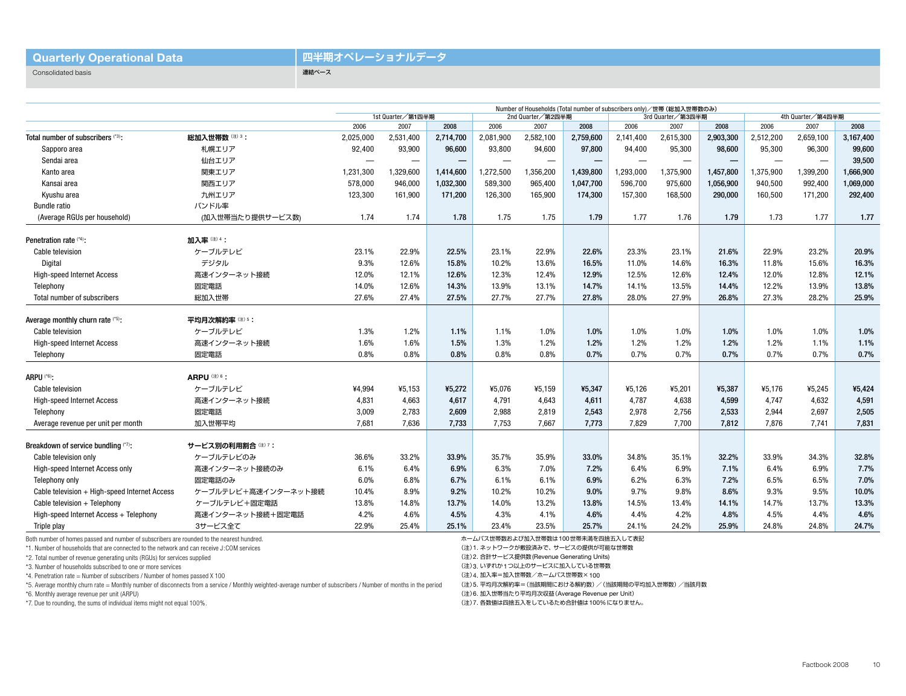# Quarterly Operational Data

# 四半期オペレーショナルデータ

Consolidated basis

連結ベース

Number of Households (Total number of subscribers only)／世帯 (総加入世帯数のみ)

| | | 1st Quarter／第1四半期 | | | 2nd Quarter／第2四半期 | | | 3rd Quarter／第3四半期 | | | 4th Quarter／第4四半期 | | |
|---|---|---|---|---|---|---|---|---|---|---|---|---|---|
| | | 2006 | 2007 | **2008** | 2006 | 2007 | **2008** | 2006 | 2007 | **2008** | 2006 | 2007 | **2008** |
| **Total number of subscribers** [*3]: | **総加入世帯数** (注) 3： | 2,025,000 | 2,531,400 | **2,714,700** | 2,081,900 | 2,582,100 | **2,759,600** | 2,141,400 | 2,615,300 | **2,903,300** | 2,512,200 | 2,659,100 | **3,167,400** |
| Sapporo area | 札幌エリア | 92,400 | 93,900 | **96,600** | 93,800 | 94,600 | **97,800** | 94,400 | 95,300 | **98,600** | 95,300 | 96,300 | **99,600** |
| Sendai area | 仙台エリア | — | — | **—** | — | — | **—** | — | — | **—** | — | — | **39,500** |
| Kanto area | 関東エリア | 1,231,300 | 1,329,600 | **1,414,600** | 1,272,500 | 1,356,200 | **1,439,800** | 1,293,000 | 1,375,900 | **1,457,800** | 1,375,900 | 1,399,200 | **1,666,900** |
| Kansai area | 関西エリア | 578,000 | 946,000 | **1,032,300** | 589,300 | 965,400 | **1,047,700** | 596,700 | 975,600 | **1,056,900** | 940,500 | 992,400 | **1,069,000** |
| Kyushu area | 九州エリア | 123,300 | 161,900 | **171,200** | 126,300 | 165,900 | **174,300** | 157,300 | 168,500 | **290,000** | 160,500 | 171,200 | **292,400** |
| Bundle ratio | バンドル率 | | | | | | | | | | | | |
| (Average RGUs per household) | (加入世帯当たり提供サービス数) | 1.74 | 1.74 | **1.78** | 1.75 | 1.75 | **1.79** | 1.77 | 1.76 | **1.79** | 1.73 | 1.77 | **1.77** |
| **Penetration rate** [*4]: | **加入率** (注) 4： | | | | | | | | | | | | |
| Cable television | ケーブルテレビ | 23.1% | 22.9% | **22.5%** | 23.1% | 22.9% | **22.6%** | 23.3% | 23.1% | **21.6%** | 22.9% | 23.2% | **20.9%** |
| Digital | デジタル | 9.3% | 12.6% | **15.8%** | 10.2% | 13.6% | **16.5%** | 11.0% | 14.6% | **16.3%** | 11.8% | 15.6% | **16.3%** |
| High-speed Internet Access | 高速インターネット接続 | 12.0% | 12.1% | **12.6%** | 12.3% | 12.4% | **12.9%** | 12.5% | 12.6% | **12.4%** | 12.0% | 12.8% | **12.1%** |
| Telephony | 固定電話 | 14.0% | 12.6% | **14.3%** | 13.9% | 13.1% | **14.7%** | 14.1% | 13.5% | **14.4%** | 12.2% | 13.9% | **13.8%** |
| Total number of subscribers | 総加入世帯 | 27.6% | 27.4% | **27.5%** | 27.7% | 27.7% | **27.8%** | 28.0% | 27.9% | **26.8%** | 27.3% | 28.2% | **25.9%** |
| **Average monthly churn rate** [*5]: | **平均月次解約率** (注) 5： | | | | | | | | | | | | |
| Cable television | ケーブルテレビ | 1.3% | 1.2% | **1.1%** | 1.1% | 1.0% | **1.0%** | 1.0% | 1.0% | **1.0%** | 1.0% | 1.0% | **1.0%** |
| High-speed Internet Access | 高速インターネット接続 | 1.6% | 1.6% | **1.5%** | 1.3% | 1.2% | **1.2%** | 1.2% | 1.2% | **1.2%** | 1.2% | 1.1% | **1.1%** |
| Telephony | 固定電話 | 0.8% | 0.8% | **0.8%** | 0.8% | 0.8% | **0.7%** | 0.7% | 0.7% | **0.7%** | 0.7% | 0.7% | **0.7%** |
| **ARPU** [*6]: | **ARPU** (注) 6： | | | | | | | | | | | | |
| Cable television | ケーブルテレビ | ¥4,994 | ¥5,153 | **¥5,272** | ¥5,076 | ¥5,159 | **¥5,347** | ¥5,126 | ¥5,201 | **¥5,387** | ¥5,176 | ¥5,245 | **¥5,424** |
| High-speed Internet Access | 高速インターネット接続 | 4,831 | 4,663 | **4,617** | 4,791 | 4,643 | **4,611** | 4,787 | 4,638 | **4,599** | 4,747 | 4,632 | **4,591** |
| Telephony | 固定電話 | 3,009 | 2,783 | **2,609** | 2,988 | 2,819 | **2,543** | 2,978 | 2,756 | **2,533** | 2,944 | 2,697 | **2,505** |
| Average revenue per unit per month | 加入世帯平均 | 7,681 | 7,636 | **7,733** | 7,753 | 7,667 | **7,773** | 7,829 | 7,700 | **7,812** | 7,876 | 7,741 | **7,831** |
| **Breakdown of service bundling** [*7]: | **サービス別の利用割合** (注) 7： | | | | | | | | | | | | |
| Cable television only | ケーブルテレビのみ | 36.6% | 33.2% | **33.9%** | 35.7% | 35.9% | **33.0%** | 34.8% | 35.1% | **32.2%** | 33.9% | 34.3% | **32.8%** |
| High-speed Internet Access only | 高速インターネット接続のみ | 6.1% | 6.4% | **6.9%** | 6.3% | 7.0% | **7.2%** | 6.4% | 6.9% | **7.1%** | 6.4% | 6.9% | **7.7%** |
| Telephony only | 固定電話のみ | 6.0% | 6.8% | **6.7%** | 6.1% | 6.1% | **6.9%** | 6.2% | 6.3% | **7.2%** | 6.5% | 6.5% | **7.0%** |
| Cable television + High-speed Internet Access | ケーブルテレビ＋高速インターネット接続 | 10.4% | 8.9% | **9.2%** | 10.2% | 10.2% | **9.0%** | 9.7% | 9.8% | **8.6%** | 9.3% | 9.5% | **10.0%** |
| Cable television + Telephony | ケーブルテレビ＋固定電話 | 13.8% | 14.8% | **13.7%** | 14.0% | 13.2% | **13.8%** | 14.5% | 13.4% | **14.1%** | 14.7% | 13.7% | **13.3%** |
| High-speed Internet Access + Telephony | 高速インターネット接続＋固定電話 | 4.2% | 4.6% | **4.5%** | 4.3% | 4.1% | **4.6%** | 4.4% | 4.2% | **4.8%** | 4.5% | 4.4% | **4.6%** |
| Triple play | 3サービス全て | 22.9% | 25.4% | **25.1%** | 23.4% | 23.5% | **25.7%** | 24.1% | 24.2% | **25.9%** | 24.8% | 24.8% | **24.7%** |

Both number of homes passed and number of subscribers are rounded to the nearest hundred.

*1. Number of households that are connected to the network and can receive J:COM services

*2. Total number of revenue generating units (RGUs) for services supplied

*3. Number of households subscribed to one or more services

*4. Penetration rate = Number of subscribers / Number of homes passed X 100

*5. Average monthly churn rate = Monthly number of disconnects from a service / Monthly weighted-average number of subscribers / Number of months in the period

*6. Monthly average revenue per unit (ARPU)

*7. Due to rounding, the sums of individual items might not equal 100%.

ホームパス世帯数および加入世帯数は100世帯未満を四捨五入して表記

(注) 1. ネットワークが敷設済みで、サービスの提供が可能な世帯数

(注) 2. 合計サービス提供数 (Revenue Generating Units)

(注) 3. いずれか1つ以上のサービスに加入している世帯数

(注) 4. 加入率＝加入世帯数／ホームパス世帯数×100

(注) 5. 平均月次解約率＝(当該期間における解約数)／(当該期間の平均加入世帯数)／当該月数

(注) 6. 加入世帯当たり平均月次収益 (Average Revenue per Unit)

(注) 7. 各数値は四捨五入をしているため合計値は100%になりません。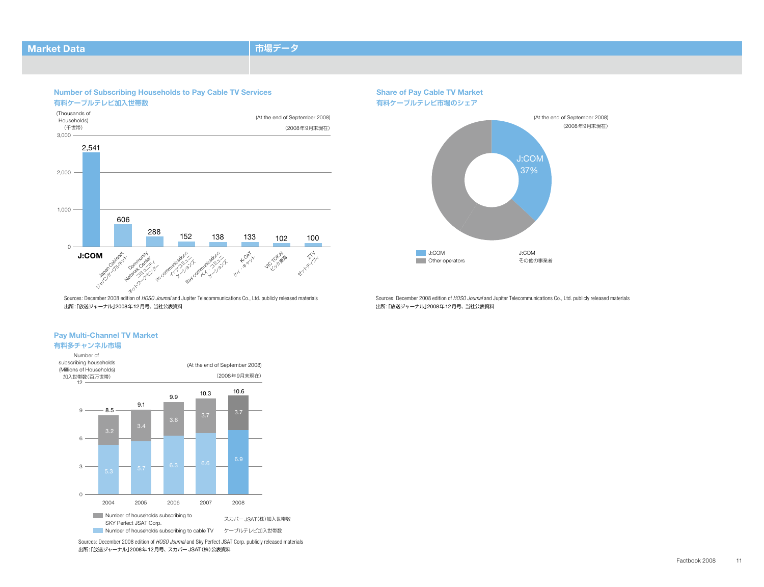## Market Data 市場データ

### Number of Subscribing Households to Pay Cable TV Services
### 有料ケーブルテレビ加入世帯数

(At the end of September 2008)（2008年9月末現在）

(Thousands of Households)（千世帯）

| Operator | Households |
| --- | --- |
| J:COM | 2,541 |
| Japan Cablenet ジャパンケーブルネット | 606 |
| Community Network Center コミュニティネットワークセンター | 288 |
| its communications イッツコミュニケーションズ | 152 |
| Bay communications ベイ・コミュニケーションズ | 138 |
| K-CAT ケイ・キャット | 133 |
| VIC TOKAI ビック東海 | 102 |
| ZTV ゼットティヴィ | 100 |

Sources: December 2008 edition of *HOSO Journal* and Jupiter Telecommunications Co., Ltd. publicly released materials
出所：「放送ジャーナル」2008年12月号、当社公表資料

### Share of Pay Cable TV Market
### 有料ケーブルテレビ市場のシェア

(At the end of September 2008)（2008年9月末現在）

| | Share |
| --- | --- |
| J:COM J:COM | 37% |
| Other operators その他の事業者 | |

Sources: December 2008 edition of *HOSO Journal* and Jupiter Telecommunications Co., Ltd. publicly released materials
出所：「放送ジャーナル」2008年12月号、当社公表資料

### Pay Multi-Channel TV Market
### 有料多チャンネル市場

(At the end of September 2008)（2008年9月末現在）

Number of subscribing households (Millions of Households) 加入世帯数（百万世帯）

| Year | Number of households subscribing to SKY Perfect JSAT Corp. スカパーJSAT（株）加入世帯数 | Number of households subscribing to cable TV ケーブルテレビ加入世帯数 | Total |
| --- | --- | --- | --- |
| 2004 | 3.2 | 5.3 | 8.5 |
| 2005 | 3.4 | 5.7 | 9.1 |
| 2006 | 3.6 | 6.3 | 9.9 |
| 2007 | 3.7 | 6.6 | 10.3 |
| 2008 | 3.7 | 6.9 | 10.6 |

Sources: December 2008 edition of *HOSO Journal* and Sky Perfect JSAT Corp. publicly released materials
出所：「放送ジャーナル」2008年12月号、スカパーJSAT（株）公表資料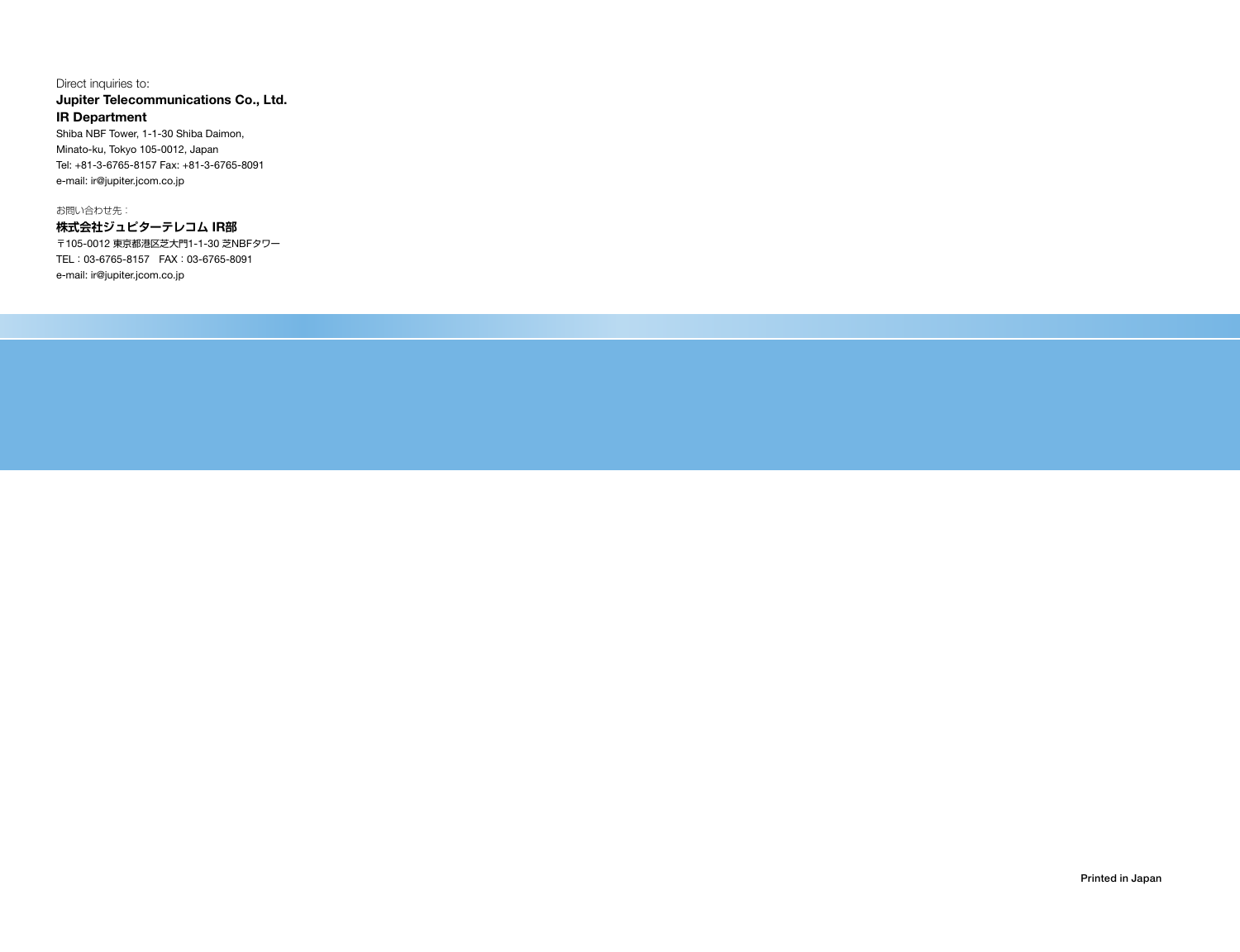Direct inquiries to:

**Jupiter Telecommunications Co., Ltd.**
**IR Department**

Shiba NBF Tower, 1-1-30 Shiba Daimon,
Minato-ku, Tokyo 105-0012, Japan
Tel: +81-3-6765-8157 Fax: +81-3-6765-8091
e-mail: ir@jupiter.jcom.co.jp

お問い合わせ先：

**株式会社ジュピターテレコム IR部**

〒105-0012 東京都港区芝大門1-1-30 芝NBFタワー
TEL：03-6765-8157　FAX：03-6765-8091
e-mail: ir@jupiter.jcom.co.jp

**Printed in Japan**